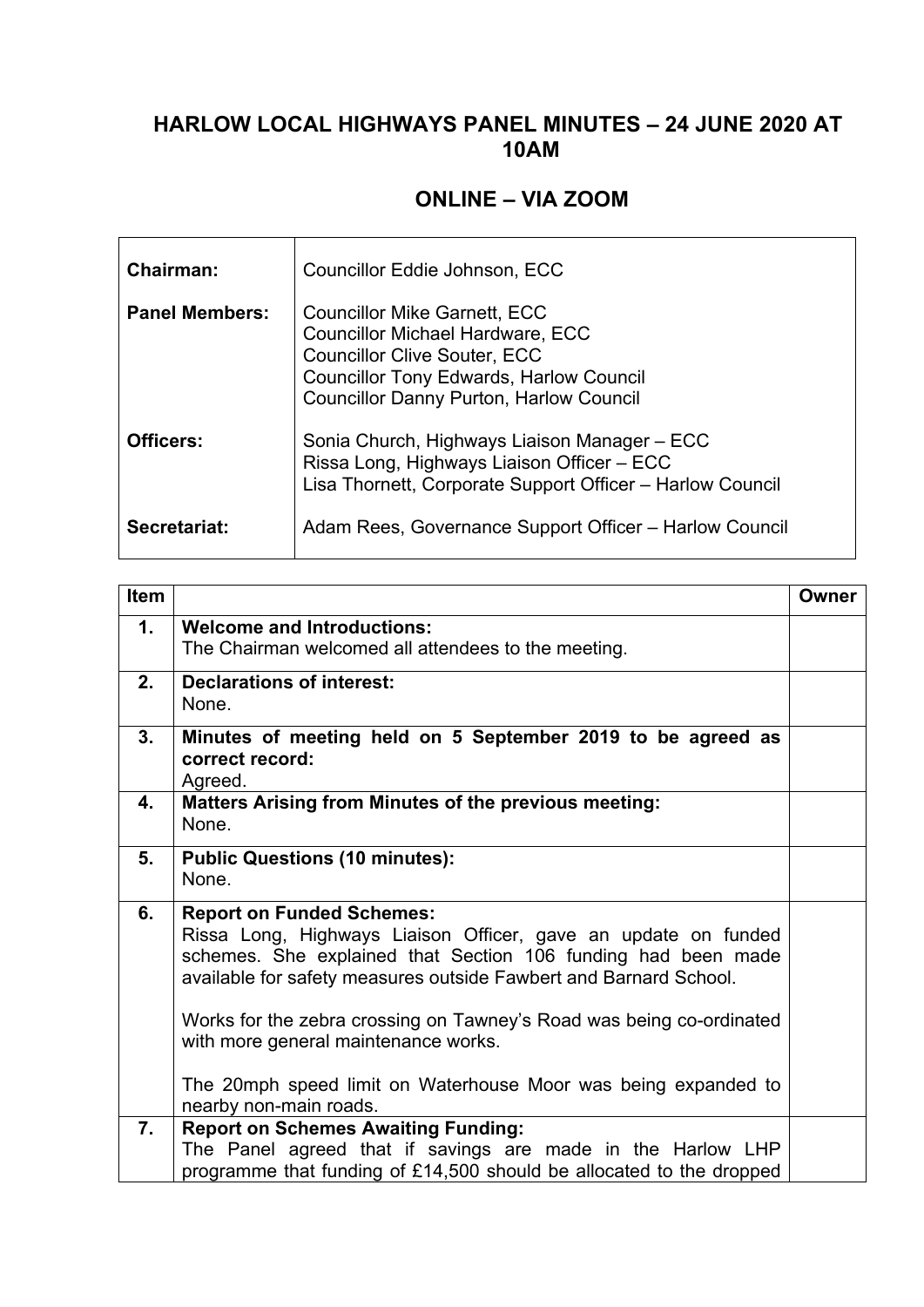# HARLOW LOCAL HIGHWAYS PANEL MINUTES – 24 JUNE 2020 AT 10AM

## ONLINE – VIA ZOOM

| | |
|---|---|
| **Chairman:** | Councillor Eddie Johnson, ECC |
| **Panel Members:** | Councillor Mike Garnett, ECC<br>Councillor Michael Hardware, ECC<br>Councillor Clive Souter, ECC<br>Councillor Tony Edwards, Harlow Council<br>Councillor Danny Purton, Harlow Council |
| **Officers:** | Sonia Church, Highways Liaison Manager – ECC<br>Rissa Long, Highways Liaison Officer – ECC<br>Lisa Thornett, Corporate Support Officer – Harlow Council |
| **Secretariat:** | Adam Rees, Governance Support Officer – Harlow Council |

| Item | | Owner |
|---|---|---|
| **1.** | **Welcome and Introductions:**<br>The Chairman welcomed all attendees to the meeting. | |
| **2.** | **Declarations of interest:**<br>None. | |
| **3.** | **Minutes of meeting held on 5 September 2019 to be agreed as correct record:**<br>Agreed. | |
| **4.** | **Matters Arising from Minutes of the previous meeting:**<br>None. | |
| **5.** | **Public Questions (10 minutes):**<br>None. | |
| **6.** | **Report on Funded Schemes:**<br>Rissa Long, Highways Liaison Officer, gave an update on funded schemes. She explained that Section 106 funding had been made available for safety measures outside Fawbert and Barnard School.<br><br>Works for the zebra crossing on Tawney's Road was being co-ordinated with more general maintenance works.<br><br>The 20mph speed limit on Waterhouse Moor was being expanded to nearby non-main roads. | |
| **7.** | **Report on Schemes Awaiting Funding:**<br>The Panel agreed that if savings are made in the Harlow LHP programme that funding of £14,500 should be allocated to the dropped | |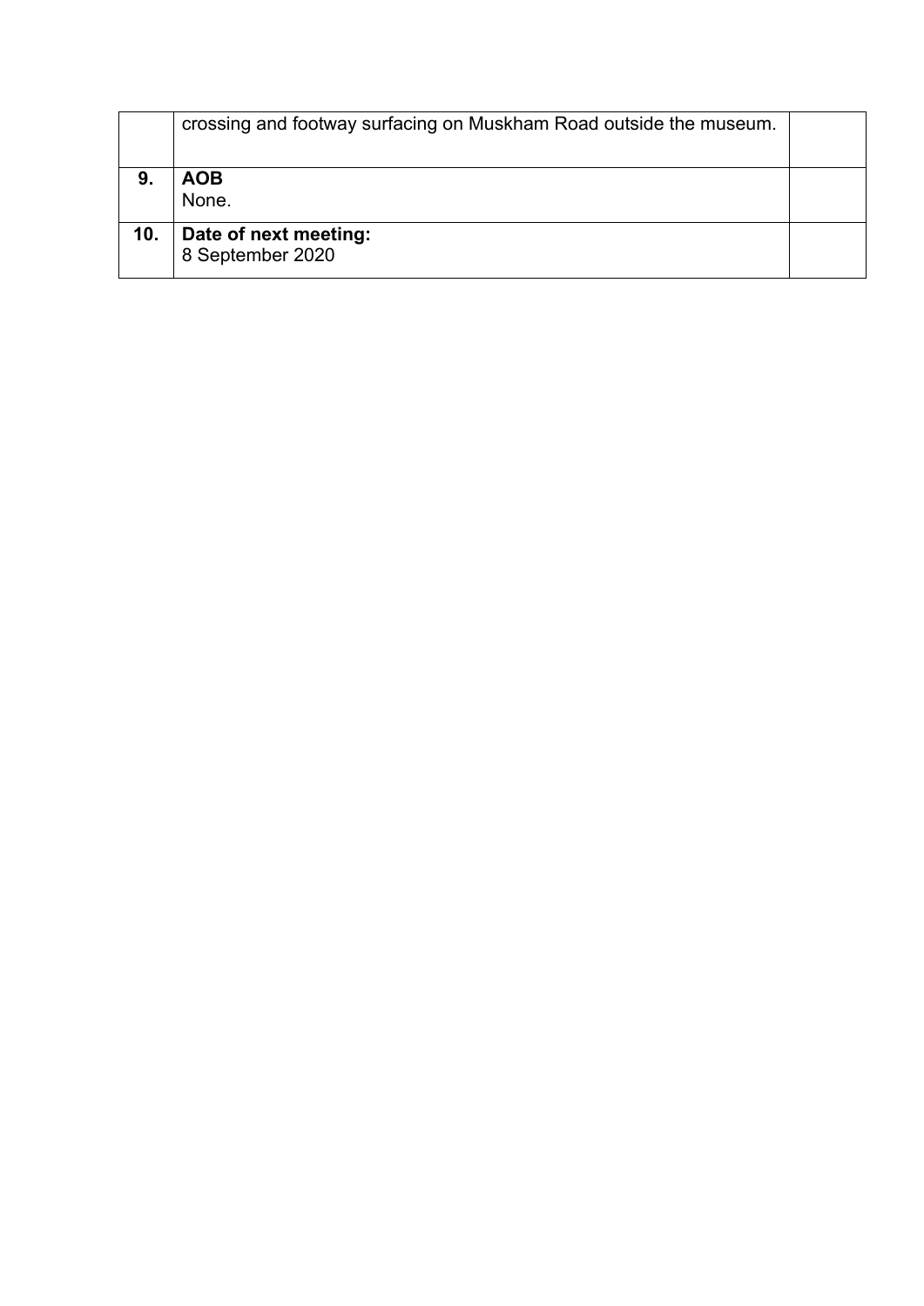| | | |
|---|---|---|
| | crossing and footway surfacing on Muskham Road outside the museum. | |
| **9.** | **AOB**<br>None. | |
| **10.** | **Date of next meeting:**<br>8 September 2020 | |